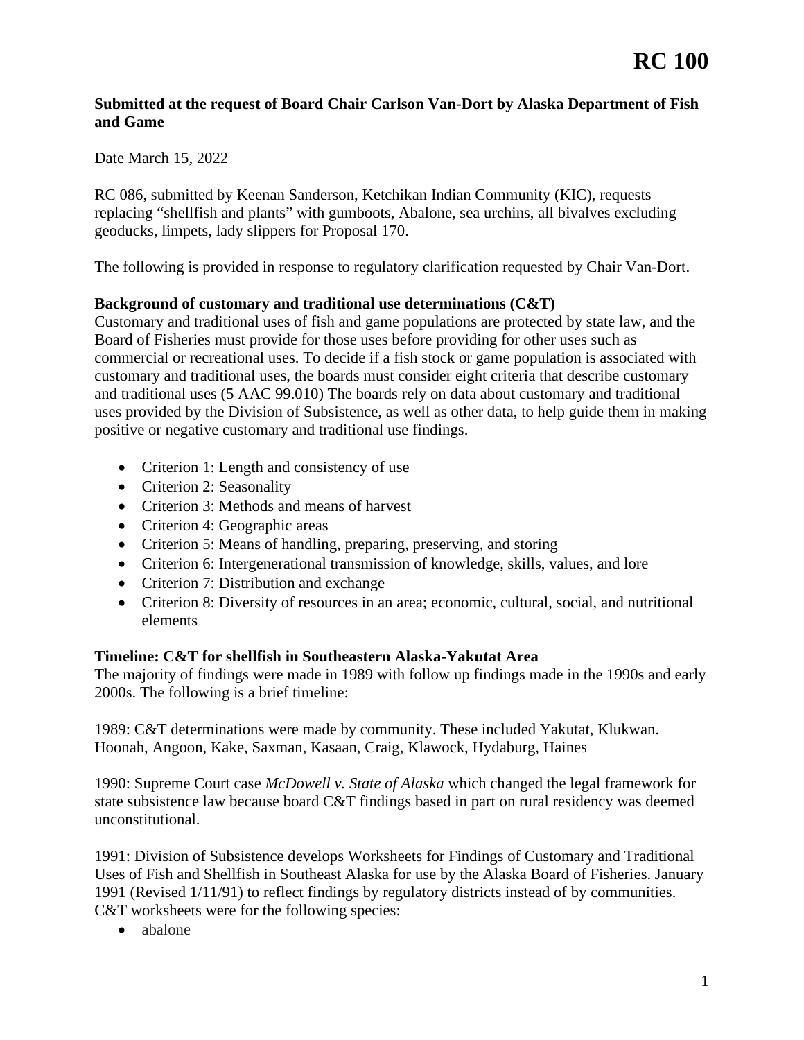# RC 100

**Submitted at the request of Board Chair Carlson Van-Dort by Alaska Department of Fish and Game**

Date March 15, 2022

RC 086, submitted by Keenan Sanderson, Ketchikan Indian Community (KIC), requests replacing "shellfish and plants" with gumboots, Abalone, sea urchins, all bivalves excluding geoducks, limpets, lady slippers for Proposal 170.

The following is provided in response to regulatory clarification requested by Chair Van-Dort.

**Background of customary and traditional use determinations (C&T)**

Customary and traditional uses of fish and game populations are protected by state law, and the Board of Fisheries must provide for those uses before providing for other uses such as commercial or recreational uses. To decide if a fish stock or game population is associated with customary and traditional uses, the boards must consider eight criteria that describe customary and traditional uses (5 AAC 99.010) The boards rely on data about customary and traditional uses provided by the Division of Subsistence, as well as other data, to help guide them in making positive or negative customary and traditional use findings.

- Criterion 1: Length and consistency of use
- Criterion 2: Seasonality
- Criterion 3: Methods and means of harvest
- Criterion 4: Geographic areas
- Criterion 5: Means of handling, preparing, preserving, and storing
- Criterion 6: Intergenerational transmission of knowledge, skills, values, and lore
- Criterion 7: Distribution and exchange
- Criterion 8: Diversity of resources in an area; economic, cultural, social, and nutritional elements

**Timeline: C&T for shellfish in Southeastern Alaska-Yakutat Area**

The majority of findings were made in 1989 with follow up findings made in the 1990s and early 2000s. The following is a brief timeline:

1989: C&T determinations were made by community. These included Yakutat, Klukwan. Hoonah, Angoon, Kake, Saxman, Kasaan, Craig, Klawock, Hydaburg, Haines

1990: Supreme Court case *McDowell v. State of Alaska* which changed the legal framework for state subsistence law because board C&T findings based in part on rural residency was deemed unconstitutional.

1991: Division of Subsistence develops Worksheets for Findings of Customary and Traditional Uses of Fish and Shellfish in Southeast Alaska for use by the Alaska Board of Fisheries. January 1991 (Revised 1/11/91) to reflect findings by regulatory districts instead of by communities. C&T worksheets were for the following species:

- abalone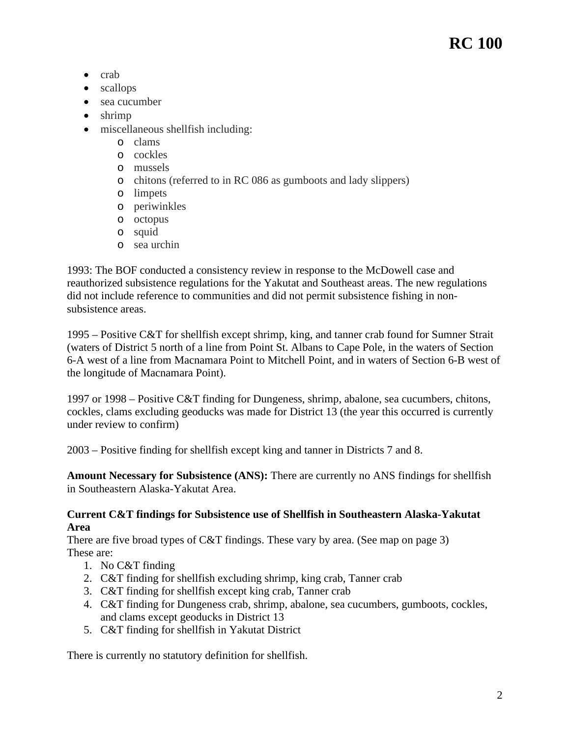- crab
- scallops
- sea cucumber
- shrimp
- miscellaneous shellfish including:
    - clams
    - cockles
    - mussels
    - chitons (referred to in RC 086 as gumboots and lady slippers)
    - limpets
    - periwinkles
    - octopus
    - squid
    - sea urchin

1993: The BOF conducted a consistency review in response to the McDowell case and reauthorized subsistence regulations for the Yakutat and Southeast areas. The new regulations did not include reference to communities and did not permit subsistence fishing in non-subsistence areas.

1995 – Positive C&T for shellfish except shrimp, king, and tanner crab found for Sumner Strait (waters of District 5 north of a line from Point St. Albans to Cape Pole, in the waters of Section 6-A west of a line from Macnamara Point to Mitchell Point, and in waters of Section 6-B west of the longitude of Macnamara Point).

1997 or 1998 – Positive C&T finding for Dungeness, shrimp, abalone, sea cucumbers, chitons, cockles, clams excluding geoducks was made for District 13 (the year this occurred is currently under review to confirm)

2003 – Positive finding for shellfish except king and tanner in Districts 7 and 8.

**Amount Necessary for Subsistence (ANS):** There are currently no ANS findings for shellfish in Southeastern Alaska-Yakutat Area.

**Current C&T findings for Subsistence use of Shellfish in Southeastern Alaska-Yakutat Area**

There are five broad types of C&T findings. These vary by area. (See map on page 3) These are:

1. No C&T finding
2. C&T finding for shellfish excluding shrimp, king crab, Tanner crab
3. C&T finding for shellfish except king crab, Tanner crab
4. C&T finding for Dungeness crab, shrimp, abalone, sea cucumbers, gumboots, cockles, and clams except geoducks in District 13
5. C&T finding for shellfish in Yakutat District

There is currently no statutory definition for shellfish.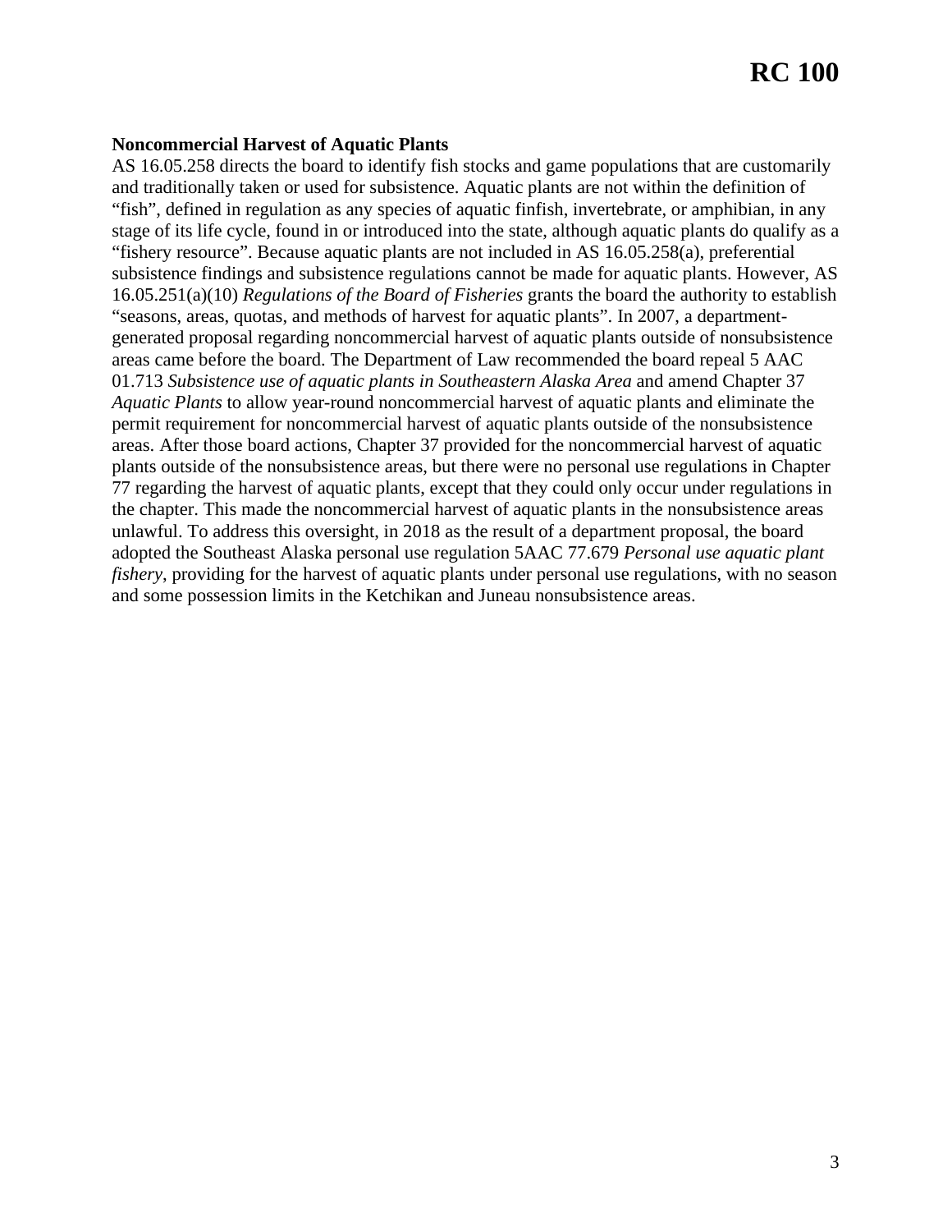**Noncommercial Harvest of Aquatic Plants**

AS 16.05.258 directs the board to identify fish stocks and game populations that are customarily and traditionally taken or used for subsistence. Aquatic plants are not within the definition of "fish", defined in regulation as any species of aquatic finfish, invertebrate, or amphibian, in any stage of its life cycle, found in or introduced into the state, although aquatic plants do qualify as a "fishery resource". Because aquatic plants are not included in AS 16.05.258(a), preferential subsistence findings and subsistence regulations cannot be made for aquatic plants. However, AS 16.05.251(a)(10) *Regulations of the Board of Fisheries* grants the board the authority to establish "seasons, areas, quotas, and methods of harvest for aquatic plants". In 2007, a department-generated proposal regarding noncommercial harvest of aquatic plants outside of nonsubsistence areas came before the board. The Department of Law recommended the board repeal 5 AAC 01.713 *Subsistence use of aquatic plants in Southeastern Alaska Area* and amend Chapter 37 *Aquatic Plants* to allow year-round noncommercial harvest of aquatic plants and eliminate the permit requirement for noncommercial harvest of aquatic plants outside of the nonsubsistence areas. After those board actions, Chapter 37 provided for the noncommercial harvest of aquatic plants outside of the nonsubsistence areas, but there were no personal use regulations in Chapter 77 regarding the harvest of aquatic plants, except that they could only occur under regulations in the chapter. This made the noncommercial harvest of aquatic plants in the nonsubsistence areas unlawful. To address this oversight, in 2018 as the result of a department proposal, the board adopted the Southeast Alaska personal use regulation 5AAC 77.679 *Personal use aquatic plant fishery*, providing for the harvest of aquatic plants under personal use regulations, with no season and some possession limits in the Ketchikan and Juneau nonsubsistence areas.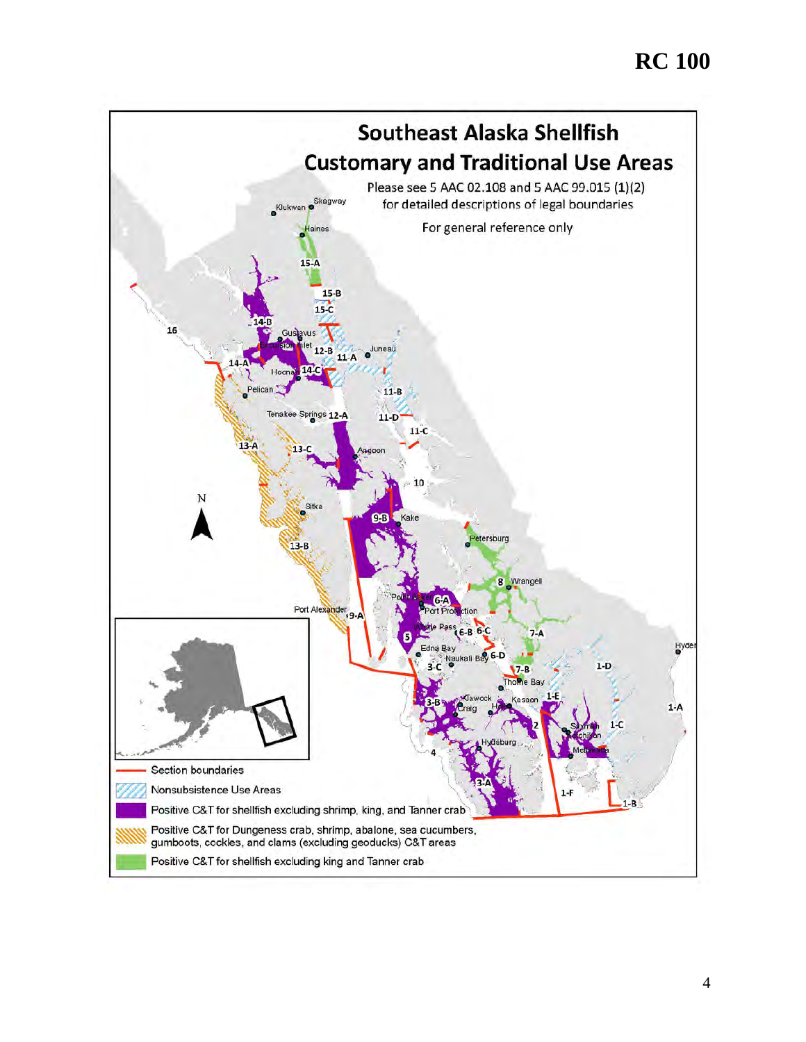RC 100

# Southeast Alaska Shellfish Customary and Traditional Use Areas

Please see 5 AAC 02.108 and 5 AAC 99.015 (1)(2) for detailed descriptions of legal boundaries

For general reference only

Klukwan
Skagway
Haines
15-A
15-B
15-C
14-B
16
Gustavus
Excursion Inlet
12-B
11-A
Juneau
14-A
Hoonah
14-C
Pelican
11-B
Tenakee Springs
12-A
11-D
11-C
13-A
13-C
Angoon
10
N
Sitka
9-B
Kake
Petersburg
13-B
8
Wrangell
Point Baker
6-A
Port Alexander
9-A
Port Protection
Whale Pass
6-B
6-C
7-A
5
Edna Bay
Naukati Bay
6-D
Hyder
3-C
7-B
1-D
Thorne Bay
Klawock
Kasaan
1-E
3-B
Craig
Hollis
1-A
2
Saxman
Ketchikan
1-C
Hydaburg
Metlakatla
4
3-A
1-F
1-B

Section boundaries

Nonsubsistence Use Areas

Positive C&T for shellfish excluding shrimp, king, and Tanner crab

Positive C&T for Dungeness crab, shrimp, abalone, sea cucumbers, gumboots, cockles, and clams (excluding geoducks) C&T areas

Positive C&T for shellfish excluding king and Tanner crab